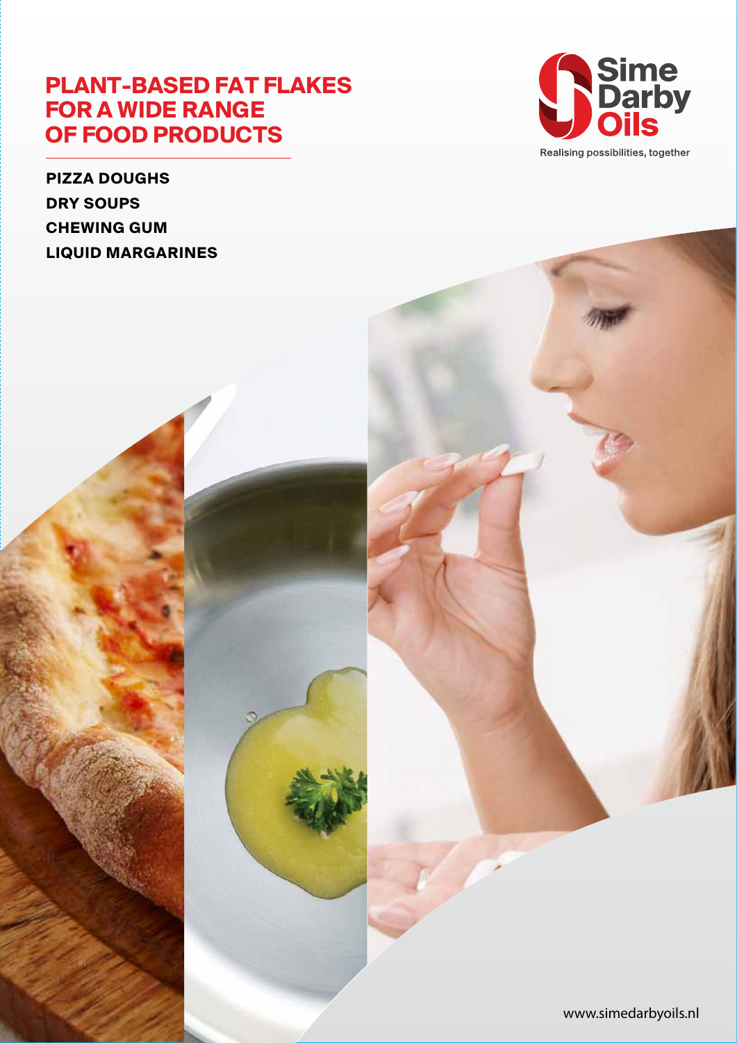# PLANT-BASED FAT FLAKES FOR A WIDE RANGE OF FOOD PRODUCTS

Sime Darby Oils

Realising possibilities, together

**PIZZA DOUGHS**

**DRY SOUPS**

**CHEWING GUM**

**LIQUID MARGARINES**

www.simedarbyoils.nl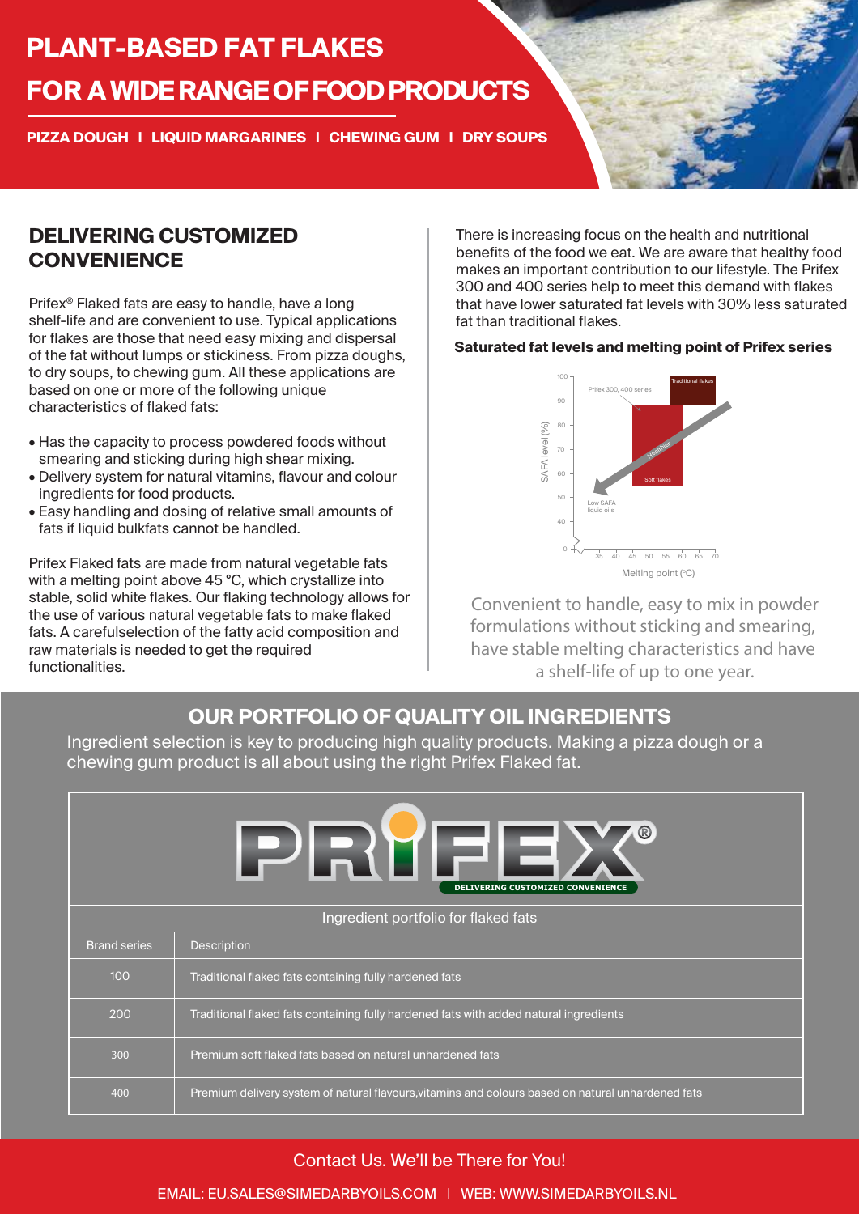# PLANT-BASED FAT FLAKES

# FOR A WIDE RANGE OF FOOD PRODUCTS

**PIZZA DOUGH I LIQUID MARGARINES I CHEWING GUM I DRY SOUPS**

## DELIVERING CUSTOMIZED CONVENIENCE

Prifex® Flaked fats are easy to handle, have a long shelf-life and are convenient to use. Typical applications for flakes are those that need easy mixing and dispersal of the fat without lumps or stickiness. From pizza doughs, to dry soups, to chewing gum. All these applications are based on one or more of the following unique characteristics of flaked fats:

- Has the capacity to process powdered foods without smearing and sticking during high shear mixing.
- Delivery system for natural vitamins, flavour and colour ingredients for food products.
- Easy handling and dosing of relative small amounts of fats if liquid bulkfats cannot be handled.

Prifex Flaked fats are made from natural vegetable fats with a melting point above 45 °C, which crystallize into stable, solid white flakes. Our flaking technology allows for the use of various natural vegetable fats to make flaked fats. A carefulselection of the fatty acid composition and raw materials is needed to get the required functionalities.

There is increasing focus on the health and nutritional benefits of the food we eat. We are aware that healthy food makes an important contribution to our lifestyle. The Prifex 300 and 400 series help to meet this demand with flakes that have lower saturated fat levels with 30% less saturated fat than traditional flakes.

**Saturated fat levels and melting point of Prifex series**

SAFA level (%)
100
90
80
70
60
50
40
0
35 40 45 50 55 60 65 70
Melting point (°C)
Traditional flakes
Prifex 300, 400 series
Healthier
Soft flakes
Low SAFA liquid oils

Convenient to handle, easy to mix in powder formulations without sticking and smearing, have stable melting characteristics and have a shelf-life of up to one year.

## OUR PORTFOLIO OF QUALITY OIL INGREDIENTS

Ingredient selection is key to producing high quality products. Making a pizza dough or a chewing gum product is all about using the right Prifex Flaked fat.

PRIFEX® DELIVERING CUSTOMIZED CONVENIENCE

Ingredient portfolio for flaked fats

| Brand series | Description |
|---|---|
| 100 | Traditional flaked fats containing fully hardened fats |
| 200 | Traditional flaked fats containing fully hardened fats with added natural ingredients |
| 300 | Premium soft flaked fats based on natural unhardened fats |
| 400 | Premium delivery system of natural flavours,vitamins and colours based on natural unhardened fats |

Contact Us. We'll be There for You!

EMAIL: EU.SALES@SIMEDARBYOILS.COM I WEB: WWW.SIMEDARBYOILS.NL